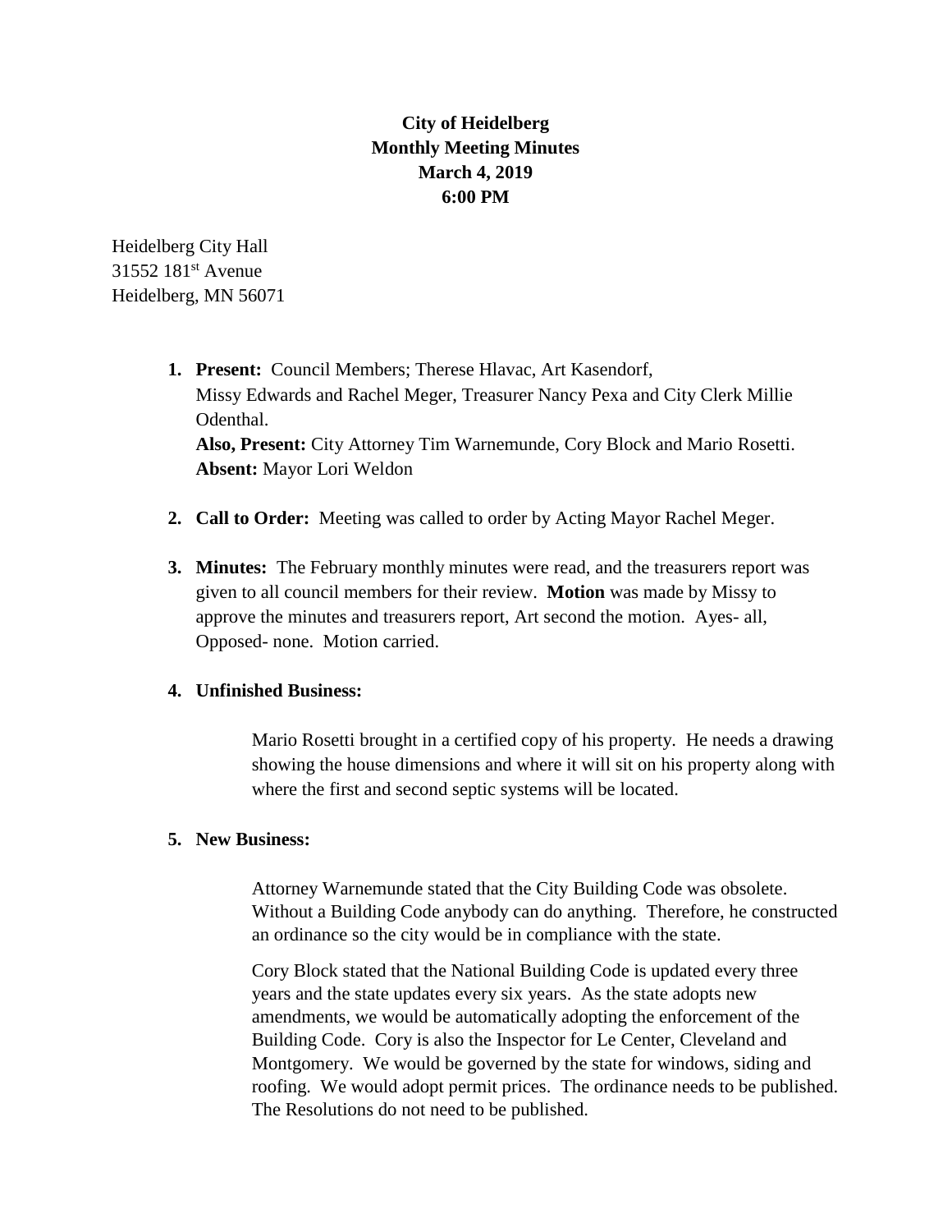**City of Heidelberg**
**Monthly Meeting Minutes**
**March 4, 2019**
**6:00 PM**

Heidelberg City Hall
31552 181st Avenue
Heidelberg, MN 56071

1. **Present:** Council Members; Therese Hlavac, Art Kasendorf, Missy Edwards and Rachel Meger, Treasurer Nancy Pexa and City Clerk Millie Odenthal.
   **Also, Present:** City Attorney Tim Warnemunde, Cory Block and Mario Rosetti.
   **Absent:** Mayor Lori Weldon

2. **Call to Order:** Meeting was called to order by Acting Mayor Rachel Meger.

3. **Minutes:** The February monthly minutes were read, and the treasurers report was given to all council members for their review. **Motion** was made by Missy to approve the minutes and treasurers report, Art second the motion. Ayes- all, Opposed- none. Motion carried.

4. **Unfinished Business:**

   Mario Rosetti brought in a certified copy of his property. He needs a drawing showing the house dimensions and where it will sit on his property along with where the first and second septic systems will be located.

5. **New Business:**

   Attorney Warnemunde stated that the City Building Code was obsolete. Without a Building Code anybody can do anything. Therefore, he constructed an ordinance so the city would be in compliance with the state.

   Cory Block stated that the National Building Code is updated every three years and the state updates every six years. As the state adopts new amendments, we would be automatically adopting the enforcement of the Building Code. Cory is also the Inspector for Le Center, Cleveland and Montgomery. We would be governed by the state for windows, siding and roofing. We would adopt permit prices. The ordinance needs to be published. The Resolutions do not need to be published.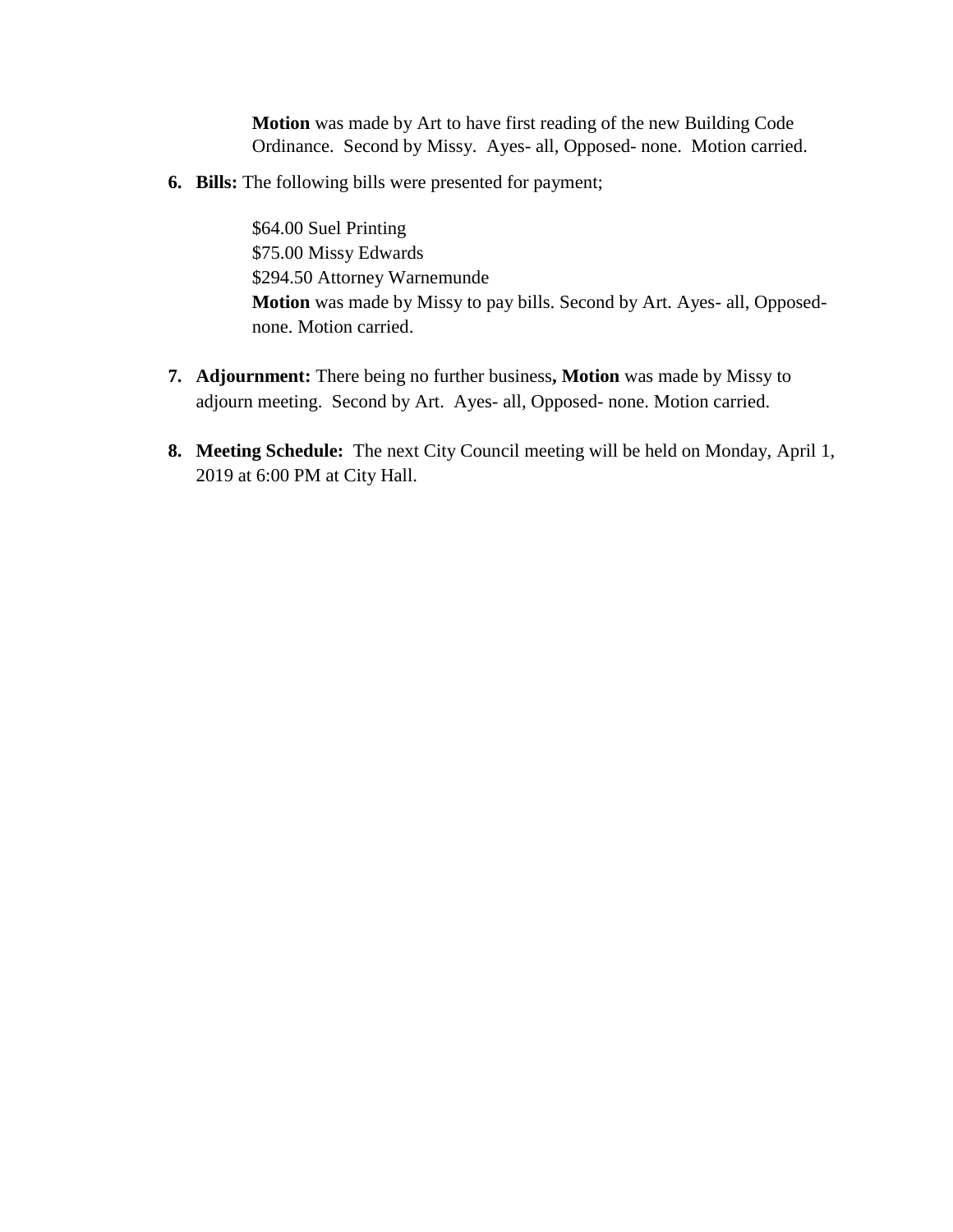**Motion** was made by Art to have first reading of the new Building Code Ordinance. Second by Missy. Ayes- all, Opposed- none. Motion carried.

6. **Bills:** The following bills were presented for payment;

   $64.00 Suel Printing
   $75.00 Missy Edwards
   $294.50 Attorney Warnemunde
   **Motion** was made by Missy to pay bills. Second by Art. Ayes- all, Opposed- none. Motion carried.

7. **Adjournment:** There being no further business**, Motion** was made by Missy to adjourn meeting. Second by Art. Ayes- all, Opposed- none. Motion carried.

8. **Meeting Schedule:** The next City Council meeting will be held on Monday, April 1, 2019 at 6:00 PM at City Hall.